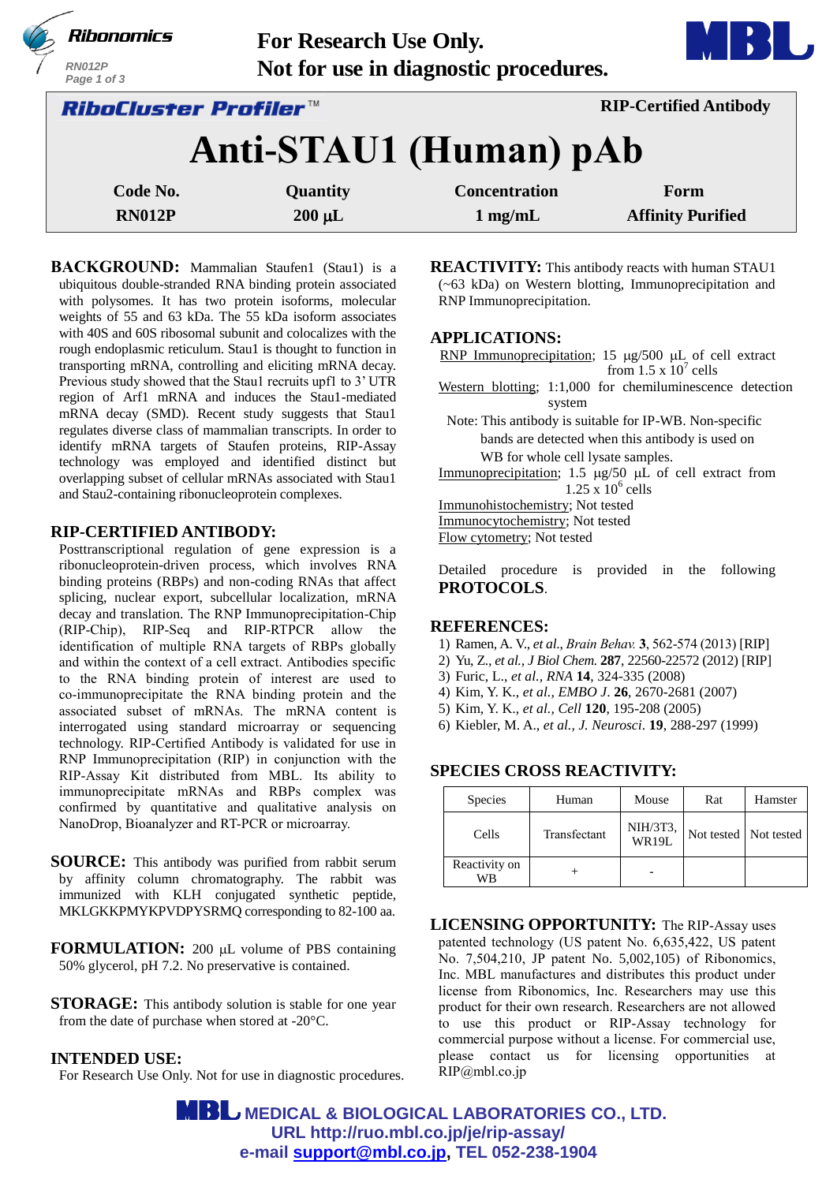For Research Use Only.
Not for use in diagnostic procedures.

**RiboCluster Profiler™** — **RIP-Certified Antibody**

# Anti-STAU1 (Human) pAb

| Code No. | Quantity | Concentration | Form |
|---|---|---|---|
| RN012P | 200 µL | 1 mg/mL | Affinity Purified |

## BACKGROUND:

Mammalian Staufen1 (Stau1) is a ubiquitous double-stranded RNA binding protein associated with polysomes. It has two protein isoforms, molecular weights of 55 and 63 kDa. The 55 kDa isoform associates with 40S and 60S ribosomal subunit and colocalizes with the rough endoplasmic reticulum. Stau1 is thought to function in transporting mRNA, controlling and eliciting mRNA decay. Previous study showed that the Stau1 recruits upf1 to 3' UTR region of Arf1 mRNA and induces the Stau1-mediated mRNA decay (SMD). Recent study suggests that Stau1 regulates diverse class of mammalian transcripts. In order to identify mRNA targets of Staufen proteins, RIP-Assay technology was employed and identified distinct but overlapping subset of cellular mRNAs associated with Stau1 and Stau2-containing ribonucleoprotein complexes.

## RIP-CERTIFIED ANTIBODY:

Posttranscriptional regulation of gene expression is a ribonucleoprotein-driven process, which involves RNA binding proteins (RBPs) and non-coding RNAs that affect splicing, nuclear export, subcellular localization, mRNA decay and translation. The RNP Immunoprecipitation-Chip (RIP-Chip), RIP-Seq and RIP-RTPCR allow the identification of multiple RNA targets of RBPs globally and within the context of a cell extract. Antibodies specific to the RNA binding protein of interest are used to co-immunoprecipitate the RNA binding protein and the associated subset of mRNAs. The mRNA content is interrogated using standard microarray or sequencing technology. RIP-Certified Antibody is validated for use in RNP Immunoprecipitation (RIP) in conjunction with the RIP-Assay Kit distributed from MBL. Its ability to immunoprecipitate mRNAs and RBPs complex was confirmed by quantitative and qualitative analysis on NanoDrop, Bioanalyzer and RT-PCR or microarray.

## SOURCE:

This antibody was purified from rabbit serum by affinity column chromatography. The rabbit was immunized with KLH conjugated synthetic peptide, MKLGKKPMYKPVDPYSRMQ corresponding to 82-100 aa.

## FORMULATION:

200 µL volume of PBS containing 50% glycerol, pH 7.2. No preservative is contained.

## STORAGE:

This antibody solution is stable for one year from the date of purchase when stored at -20°C.

## INTENDED USE:

For Research Use Only. Not for use in diagnostic procedures.

## REACTIVITY:

This antibody reacts with human STAU1 (~63 kDa) on Western blotting, Immunoprecipitation and RNP Immunoprecipitation.

## APPLICATIONS:

RNP Immunoprecipitation; 15 µg/500 µL of cell extract from 1.5 x $10^7$ cells

Western blotting; 1:1,000 for chemiluminescence detection system

Note: This antibody is suitable for IP-WB. Non-specific bands are detected when this antibody is used on WB for whole cell lysate samples.

Immunoprecipitation; 1.5 µg/50 µL of cell extract from 1.25 x $10^6$ cells

Immunohistochemistry; Not tested

Immunocytochemistry; Not tested

Flow cytometry; Not tested

Detailed procedure is provided in the following **PROTOCOLS**.

## REFERENCES:

1) Ramen, A. V., *et al., Brain Behav.* **3**, 562-574 (2013) [RIP]
2) Yu, Z., *et al., J Biol Chem.* **287**, 22560-22572 (2012) [RIP]
3) Furic, L., *et al., RNA* **14**, 324-335 (2008)
4) Kim, Y. K., *et al., EMBO J.* **26**, 2670-2681 (2007)
5) Kim, Y. K., *et al., Cell* **120**, 195-208 (2005)
6) Kiebler, M. A., *et al., J. Neurosci*. **19**, 288-297 (1999)

## SPECIES CROSS REACTIVITY:

| Species | Human | Mouse | Rat | Hamster |
|---|---|---|---|---|
| Cells | Transfectant | NIH/3T3, WR19L | Not tested | Not tested |
| Reactivity on WB | + | - | | |

## LICENSING OPPORTUNITY:

The RIP-Assay uses patented technology (US patent No. 6,635,422, US patent No. 7,504,210, JP patent No. 5,002,105) of Ribonomics, Inc. MBL manufactures and distributes this product under license from Ribonomics, Inc. Researchers may use this product for their own research. Researchers are not allowed to use this product or RIP-Assay technology for commercial purpose without a license. For commercial use, please contact us for licensing opportunities at RIP@mbl.co.jp

**MBL MEDICAL & BIOLOGICAL LABORATORIES CO., LTD.**
**URL http://ruo.mbl.co.jp/je/rip-assay/**
**e-mail support@mbl.co.jp, TEL 052-238-1904**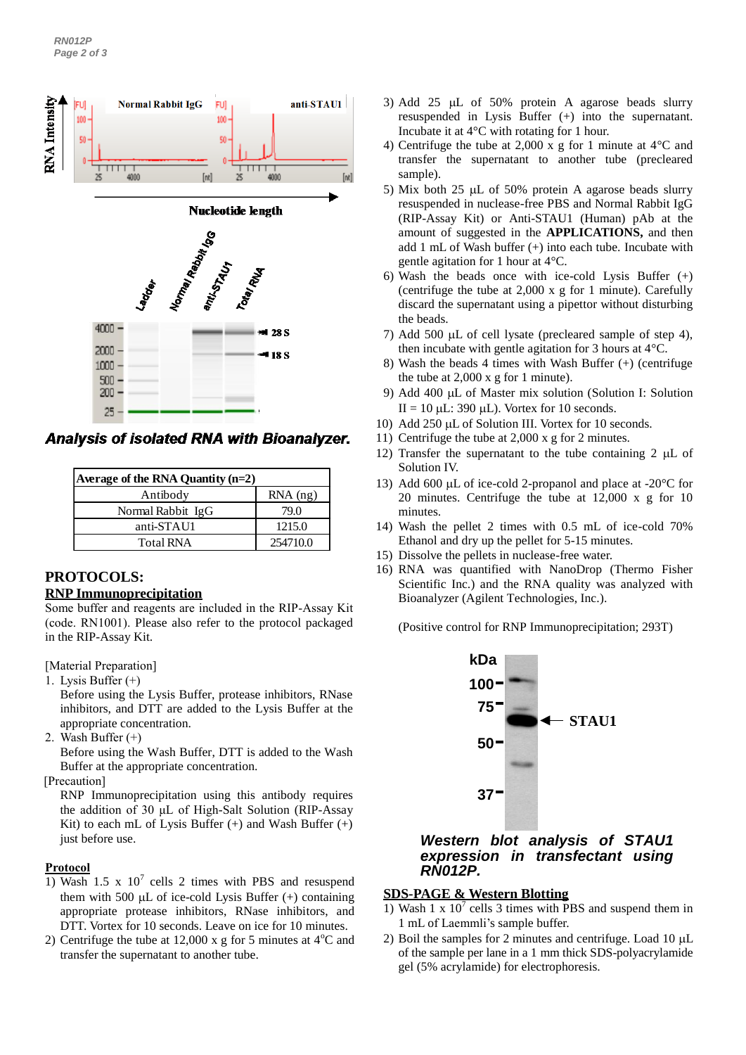Analysis of isolated RNA with Bioanalyzer.

| Average of the RNA Quantity (n=2) | |
|---|---|
| Antibody | RNA (ng) |
| Normal Rabbit IgG | 79.0 |
| anti-STAU1 | 1215.0 |
| Total RNA | 254710.0 |

## PROTOCOLS:

### RNP Immunoprecipitation

Some buffer and reagents are included in the RIP-Assay Kit (code. RN1001). Please also refer to the protocol packaged in the RIP-Assay Kit.

[Material Preparation]

1. Lysis Buffer (+)
   Before using the Lysis Buffer, protease inhibitors, RNase inhibitors, and DTT are added to the Lysis Buffer at the appropriate concentration.
2. Wash Buffer (+)
   Before using the Wash Buffer, DTT is added to the Wash Buffer at the appropriate concentration.

[Precaution]

RNP Immunoprecipitation using this antibody requires the addition of 30 µL of High-Salt Solution (RIP-Assay Kit) to each mL of Lysis Buffer (+) and Wash Buffer (+) just before use.

**Protocol**

1) Wash 1.5 x $10^7$ cells 2 times with PBS and resuspend them with 500 µL of ice-cold Lysis Buffer (+) containing appropriate protease inhibitors, RNase inhibitors, and DTT. Vortex for 10 seconds. Leave on ice for 10 minutes.
2) Centrifuge the tube at 12,000 x g for 5 minutes at 4°C and transfer the supernatant to another tube.
3) Add 25 µL of 50% protein A agarose beads slurry resuspended in Lysis Buffer (+) into the supernatant. Incubate it at 4°C with rotating for 1 hour.
4) Centrifuge the tube at 2,000 x g for 1 minute at 4°C and transfer the supernatant to another tube (precleared sample).
5) Mix both 25 µL of 50% protein A agarose beads slurry resuspended in nuclease-free PBS and Normal Rabbit IgG (RIP-Assay Kit) or Anti-STAU1 (Human) pAb at the amount of suggested in the **APPLICATIONS,** and then add 1 mL of Wash buffer (+) into each tube. Incubate with gentle agitation for 1 hour at 4°C.
6) Wash the beads once with ice-cold Lysis Buffer (+) (centrifuge the tube at 2,000 x g for 1 minute). Carefully discard the supernatant using a pipettor without disturbing the beads.
7) Add 500 µL of cell lysate (precleared sample of step 4), then incubate with gentle agitation for 3 hours at 4°C.
8) Wash the beads 4 times with Wash Buffer (+) (centrifuge the tube at 2,000 x g for 1 minute).
9) Add 400 µL of Master mix solution (Solution I: Solution II = 10 µL: 390 µL). Vortex for 10 seconds.
10) Add 250 µL of Solution III. Vortex for 10 seconds.
11) Centrifuge the tube at 2,000 x g for 2 minutes.
12) Transfer the supernatant to the tube containing 2 µL of Solution IV.
13) Add 600 µL of ice-cold 2-propanol and place at -20°C for 20 minutes. Centrifuge the tube at 12,000 x g for 10 minutes.
14) Wash the pellet 2 times with 0.5 mL of ice-cold 70% Ethanol and dry up the pellet for 5-15 minutes.
15) Dissolve the pellets in nuclease-free water.
16) RNA was quantified with NanoDrop (Thermo Fisher Scientific Inc.) and the RNA quality was analyzed with Bioanalyzer (Agilent Technologies, Inc.).

(Positive control for RNP Immunoprecipitation; 293T)

*Western blot analysis of STAU1 expression in transfectant using RN012P.*

### SDS-PAGE & Western Blotting

1) Wash 1 x $10^7$ cells 3 times with PBS and suspend them in 1 mL of Laemmli's sample buffer.
2) Boil the samples for 2 minutes and centrifuge. Load 10 µL of the sample per lane in a 1 mm thick SDS-polyacrylamide gel (5% acrylamide) for electrophoresis.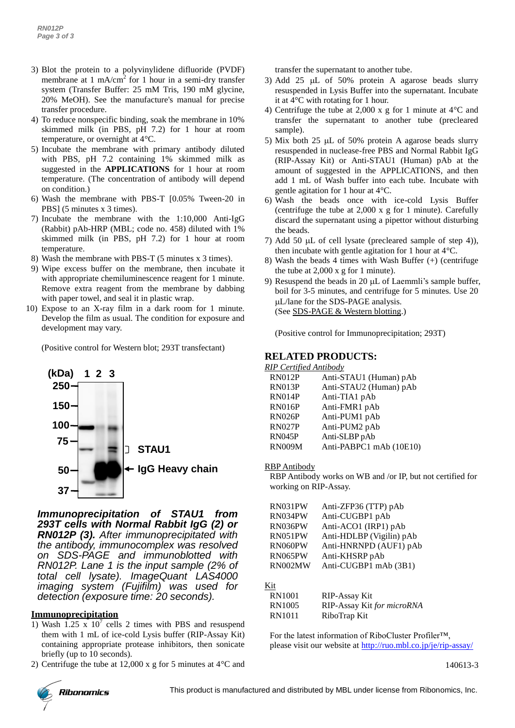3) Blot the protein to a polyvinylidene difluoride (PVDF) membrane at 1 mA/cm$^2$ for 1 hour in a semi-dry transfer system (Transfer Buffer: 25 mM Tris, 190 mM glycine, 20% MeOH). See the manufacture's manual for precise transfer procedure.
4) To reduce nonspecific binding, soak the membrane in 10% skimmed milk (in PBS, pH 7.2) for 1 hour at room temperature, or overnight at 4°C.
5) Incubate the membrane with primary antibody diluted with PBS, pH 7.2 containing 1% skimmed milk as suggested in the **APPLICATIONS** for 1 hour at room temperature. (The concentration of antibody will depend on condition.)
6) Wash the membrane with PBS-T [0.05% Tween-20 in PBS] (5 minutes x 3 times).
7) Incubate the membrane with the 1:10,000 Anti-IgG (Rabbit) pAb-HRP (MBL; code no. 458) diluted with 1% skimmed milk (in PBS, pH 7.2) for 1 hour at room temperature.
8) Wash the membrane with PBS-T (5 minutes x 3 times).
9) Wipe excess buffer on the membrane, then incubate it with appropriate chemiluminescence reagent for 1 minute. Remove extra reagent from the membrane by dabbing with paper towel, and seal it in plastic wrap.
10) Expose to an X-ray film in a dark room for 1 minute. Develop the film as usual. The condition for exposure and development may vary.

(Positive control for Western blot; 293T transfectant)

(kDa) 1 2 3
250
150
100
75
50
37
STAU1
IgG Heavy chain

***Immunoprecipitation of STAU1 from 293T cells with Normal Rabbit IgG (2) or RN012P (3).*** *After immunoprecipitated with the antibody, immunocomplex was resolved on SDS-PAGE and immunoblotted with RN012P. Lane 1 is the input sample (2% of total cell lysate). ImageQuant LAS4000 imaging system (Fujifilm) was used for detection (exposure time: 20 seconds).*

## Immunoprecipitation

1) Wash 1.25 x 10$^7$ cells 2 times with PBS and resuspend them with 1 mL of ice-cold Lysis buffer (RIP-Assay Kit) containing appropriate protease inhibitors, then sonicate briefly (up to 10 seconds).
2) Centrifuge the tube at 12,000 x g for 5 minutes at 4°C and transfer the supernatant to another tube.
3) Add 25 µL of 50% protein A agarose beads slurry resuspended in Lysis Buffer into the supernatant. Incubate it at 4°C with rotating for 1 hour.
4) Centrifuge the tube at 2,000 x g for 1 minute at 4°C and transfer the supernatant to another tube (precleared sample).
5) Mix both 25 µL of 50% protein A agarose beads slurry resuspended in nuclease-free PBS and Normal Rabbit IgG (RIP-Assay Kit) or Anti-STAU1 (Human) pAb at the amount of suggested in the APPLICATIONS, and then add 1 mL of Wash buffer into each tube. Incubate with gentle agitation for 1 hour at 4°C.
6) Wash the beads once with ice-cold Lysis Buffer (centrifuge the tube at 2,000 x g for 1 minute). Carefully discard the supernatant using a pipettor without disturbing the beads.
7) Add 50 µL of cell lysate (precleared sample of step 4)), then incubate with gentle agitation for 1 hour at 4°C.
8) Wash the beads 4 times with Wash Buffer (+) (centrifuge the tube at 2,000 x g for 1 minute).
9) Resuspend the beads in 20 µL of Laemmli's sample buffer, boil for 3-5 minutes, and centrifuge for 5 minutes. Use 20 µL/lane for the SDS-PAGE analysis.
   (See SDS-PAGE & Western blotting.)

(Positive control for Immunoprecipitation; 293T)

## RELATED PRODUCTS:

*RIP Certified Antibody*

| | |
|---|---|
| RN012P | Anti-STAU1 (Human) pAb |
| RN013P | Anti-STAU2 (Human) pAb |
| RN014P | Anti-TIA1 pAb |
| RN016P | Anti-FMR1 pAb |
| RN026P | Anti-PUM1 pAb |
| RN027P | Anti-PUM2 pAb |
| RN045P | Anti-SLBP pAb |
| RN009M | Anti-PABPC1 mAb (10E10) |

RBP Antibody

RBP Antibody works on WB and /or IP, but not certified for working on RIP-Assay.

| | |
|---|---|
| RN031PW | Anti-ZFP36 (TTP) pAb |
| RN034PW | Anti-CUGBP1 pAb |
| RN036PW | Anti-ACO1 (IRP1) pAb |
| RN051PW | Anti-HDLBP (Vigilin) pAb |
| RN060PW | Anti-HNRNPD (AUF1) pAb |
| RN065PW | Anti-KHSRP pAb |
| RN002MW | Anti-CUGBP1 mAb (3B1) |

Kit

| | |
|---|---|
| RN1001 | RIP-Assay Kit |
| RN1005 | RIP-Assay Kit *for microRNA* |
| RN1011 | RiboTrap Kit |

For the latest information of RiboCluster Profiler™, please visit our website at http://ruo.mbl.co.jp/je/rip-assay/

140613-3

Ribonomics

This product is manufactured and distributed by MBL under license from Ribonomics, Inc.